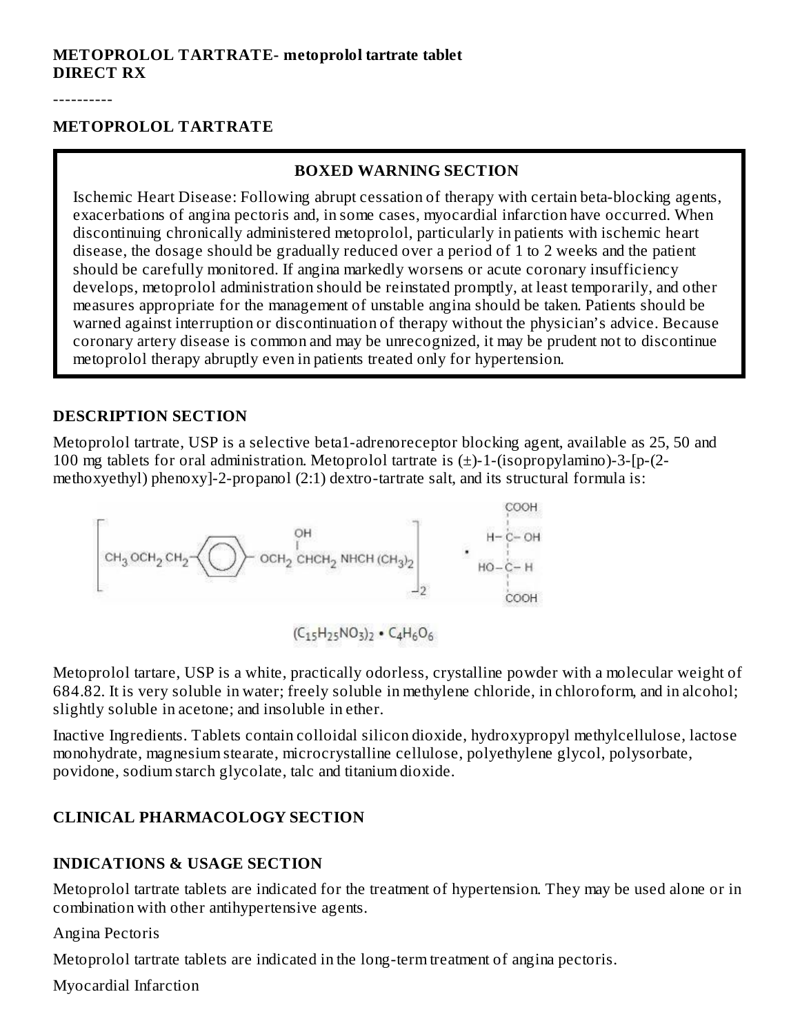**METOPROLOL TARTRATE- metoprolol tartrate tablet**
**DIRECT RX**

----------

**METOPROLOL TARTRATE**

> **BOXED WARNING SECTION**
>
> Ischemic Heart Disease: Following abrupt cessation of therapy with certain beta-blocking agents, exacerbations of angina pectoris and, in some cases, myocardial infarction have occurred. When discontinuing chronically administered metoprolol, particularly in patients with ischemic heart disease, the dosage should be gradually reduced over a period of 1 to 2 weeks and the patient should be carefully monitored. If angina markedly worsens or acute coronary insufficiency develops, metoprolol administration should be reinstated promptly, at least temporarily, and other measures appropriate for the management of unstable angina should be taken. Patients should be warned against interruption or discontinuation of therapy without the physician's advice. Because coronary artery disease is common and may be unrecognized, it may be prudent not to discontinue metoprolol therapy abruptly even in patients treated only for hypertension.

## DESCRIPTION SECTION

Metoprolol tartrate, USP is a selective beta1-adrenoreceptor blocking agent, available as 25, 50 and 100 mg tablets for oral administration. Metoprolol tartrate is (±)-1-(isopropylamino)-3-[p-(2-methoxyethyl) phenoxy]-2-propanol (2:1) dextro-tartrate salt, and its structural formula is:

$$\left[ CH_3OCH_2CH_2-C_6H_4-OCH_2CH(OH)CH_2NHCH(CH_3)_2 \right]_2 \cdot HOOC-CH(OH)-CH(OH)-COOH$$

$$(C_{15}H_{25}NO_3)_2 \cdot C_4H_6O_6$$

Metoprolol tartare, USP is a white, practically odorless, crystalline powder with a molecular weight of 684.82. It is very soluble in water; freely soluble in methylene chloride, in chloroform, and in alcohol; slightly soluble in acetone; and insoluble in ether.

Inactive Ingredients. Tablets contain colloidal silicon dioxide, hydroxypropyl methylcellulose, lactose monohydrate, magnesium stearate, microcrystalline cellulose, polyethylene glycol, polysorbate, povidone, sodium starch glycolate, talc and titanium dioxide.

## CLINICAL PHARMACOLOGY SECTION

## INDICATIONS & USAGE SECTION

Metoprolol tartrate tablets are indicated for the treatment of hypertension. They may be used alone or in combination with other antihypertensive agents.

Angina Pectoris

Metoprolol tartrate tablets are indicated in the long-term treatment of angina pectoris.

Myocardial Infarction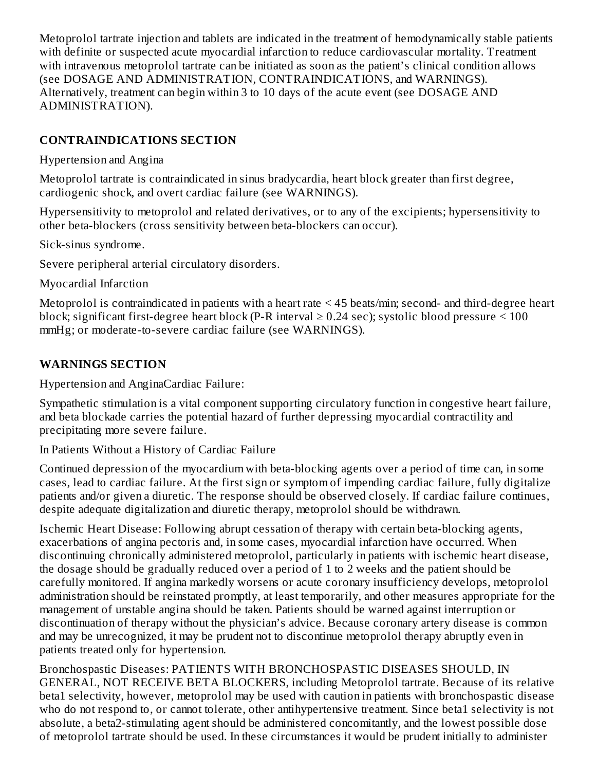Metoprolol tartrate injection and tablets are indicated in the treatment of hemodynamically stable patients with definite or suspected acute myocardial infarction to reduce cardiovascular mortality. Treatment with intravenous metoprolol tartrate can be initiated as soon as the patient's clinical condition allows (see DOSAGE AND ADMINISTRATION, CONTRAINDICATIONS, and WARNINGS). Alternatively, treatment can begin within 3 to 10 days of the acute event (see DOSAGE AND ADMINISTRATION).

## CONTRAINDICATIONS SECTION

Hypertension and Angina

Metoprolol tartrate is contraindicated in sinus bradycardia, heart block greater than first degree, cardiogenic shock, and overt cardiac failure (see WARNINGS).

Hypersensitivity to metoprolol and related derivatives, or to any of the excipients; hypersensitivity to other beta-blockers (cross sensitivity between beta-blockers can occur).

Sick-sinus syndrome.

Severe peripheral arterial circulatory disorders.

Myocardial Infarction

Metoprolol is contraindicated in patients with a heart rate < 45 beats/min; second- and third-degree heart block; significant first-degree heart block (P-R interval ≥ 0.24 sec); systolic blood pressure < 100 mmHg; or moderate-to-severe cardiac failure (see WARNINGS).

## WARNINGS SECTION

Hypertension and AnginaCardiac Failure:

Sympathetic stimulation is a vital component supporting circulatory function in congestive heart failure, and beta blockade carries the potential hazard of further depressing myocardial contractility and precipitating more severe failure.

In Patients Without a History of Cardiac Failure

Continued depression of the myocardium with beta-blocking agents over a period of time can, in some cases, lead to cardiac failure. At the first sign or symptom of impending cardiac failure, fully digitalize patients and/or given a diuretic. The response should be observed closely. If cardiac failure continues, despite adequate digitalization and diuretic therapy, metoprolol should be withdrawn.

Ischemic Heart Disease: Following abrupt cessation of therapy with certain beta-blocking agents, exacerbations of angina pectoris and, in some cases, myocardial infarction have occurred. When discontinuing chronically administered metoprolol, particularly in patients with ischemic heart disease, the dosage should be gradually reduced over a period of 1 to 2 weeks and the patient should be carefully monitored. If angina markedly worsens or acute coronary insufficiency develops, metoprolol administration should be reinstated promptly, at least temporarily, and other measures appropriate for the management of unstable angina should be taken. Patients should be warned against interruption or discontinuation of therapy without the physician's advice. Because coronary artery disease is common and may be unrecognized, it may be prudent not to discontinue metoprolol therapy abruptly even in patients treated only for hypertension.

Bronchospastic Diseases: PATIENTS WITH BRONCHOSPASTIC DISEASES SHOULD, IN GENERAL, NOT RECEIVE BETA BLOCKERS, including Metoprolol tartrate. Because of its relative beta1 selectivity, however, metoprolol may be used with caution in patients with bronchospastic disease who do not respond to, or cannot tolerate, other antihypertensive treatment. Since beta1 selectivity is not absolute, a beta2-stimulating agent should be administered concomitantly, and the lowest possible dose of metoprolol tartrate should be used. In these circumstances it would be prudent initially to administer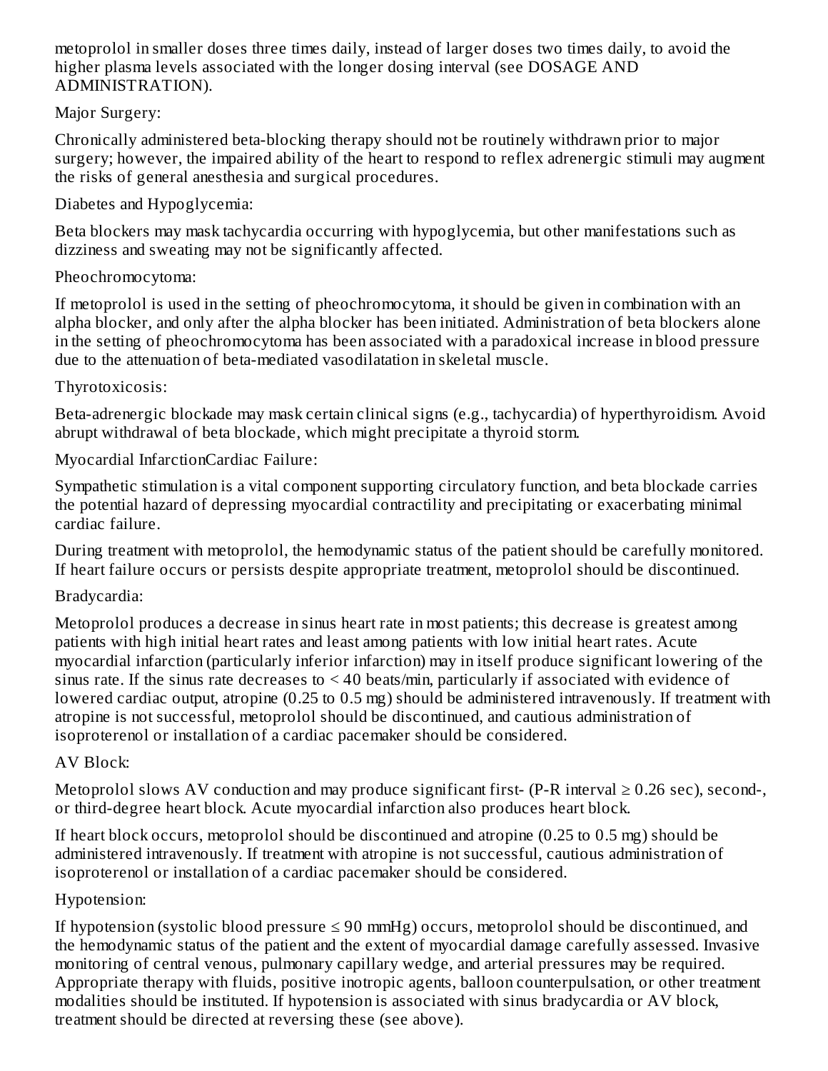metoprolol in smaller doses three times daily, instead of larger doses two times daily, to avoid the higher plasma levels associated with the longer dosing interval (see DOSAGE AND ADMINISTRATION).

Major Surgery:

Chronically administered beta-blocking therapy should not be routinely withdrawn prior to major surgery; however, the impaired ability of the heart to respond to reflex adrenergic stimuli may augment the risks of general anesthesia and surgical procedures.

Diabetes and Hypoglycemia:

Beta blockers may mask tachycardia occurring with hypoglycemia, but other manifestations such as dizziness and sweating may not be significantly affected.

Pheochromocytoma:

If metoprolol is used in the setting of pheochromocytoma, it should be given in combination with an alpha blocker, and only after the alpha blocker has been initiated. Administration of beta blockers alone in the setting of pheochromocytoma has been associated with a paradoxical increase in blood pressure due to the attenuation of beta-mediated vasodilatation in skeletal muscle.

Thyrotoxicosis:

Beta-adrenergic blockade may mask certain clinical signs (e.g., tachycardia) of hyperthyroidism. Avoid abrupt withdrawal of beta blockade, which might precipitate a thyroid storm.

Myocardial InfarctionCardiac Failure:

Sympathetic stimulation is a vital component supporting circulatory function, and beta blockade carries the potential hazard of depressing myocardial contractility and precipitating or exacerbating minimal cardiac failure.

During treatment with metoprolol, the hemodynamic status of the patient should be carefully monitored. If heart failure occurs or persists despite appropriate treatment, metoprolol should be discontinued.

Bradycardia:

Metoprolol produces a decrease in sinus heart rate in most patients; this decrease is greatest among patients with high initial heart rates and least among patients with low initial heart rates. Acute myocardial infarction (particularly inferior infarction) may in itself produce significant lowering of the sinus rate. If the sinus rate decreases to < 40 beats/min, particularly if associated with evidence of lowered cardiac output, atropine (0.25 to 0.5 mg) should be administered intravenously. If treatment with atropine is not successful, metoprolol should be discontinued, and cautious administration of isoproterenol or installation of a cardiac pacemaker should be considered.

AV Block:

Metoprolol slows AV conduction and may produce significant first- (P-R interval ≥ 0.26 sec), second-, or third-degree heart block. Acute myocardial infarction also produces heart block.

If heart block occurs, metoprolol should be discontinued and atropine (0.25 to 0.5 mg) should be administered intravenously. If treatment with atropine is not successful, cautious administration of isoproterenol or installation of a cardiac pacemaker should be considered.

Hypotension:

If hypotension (systolic blood pressure ≤ 90 mmHg) occurs, metoprolol should be discontinued, and the hemodynamic status of the patient and the extent of myocardial damage carefully assessed. Invasive monitoring of central venous, pulmonary capillary wedge, and arterial pressures may be required. Appropriate therapy with fluids, positive inotropic agents, balloon counterpulsation, or other treatment modalities should be instituted. If hypotension is associated with sinus bradycardia or AV block, treatment should be directed at reversing these (see above).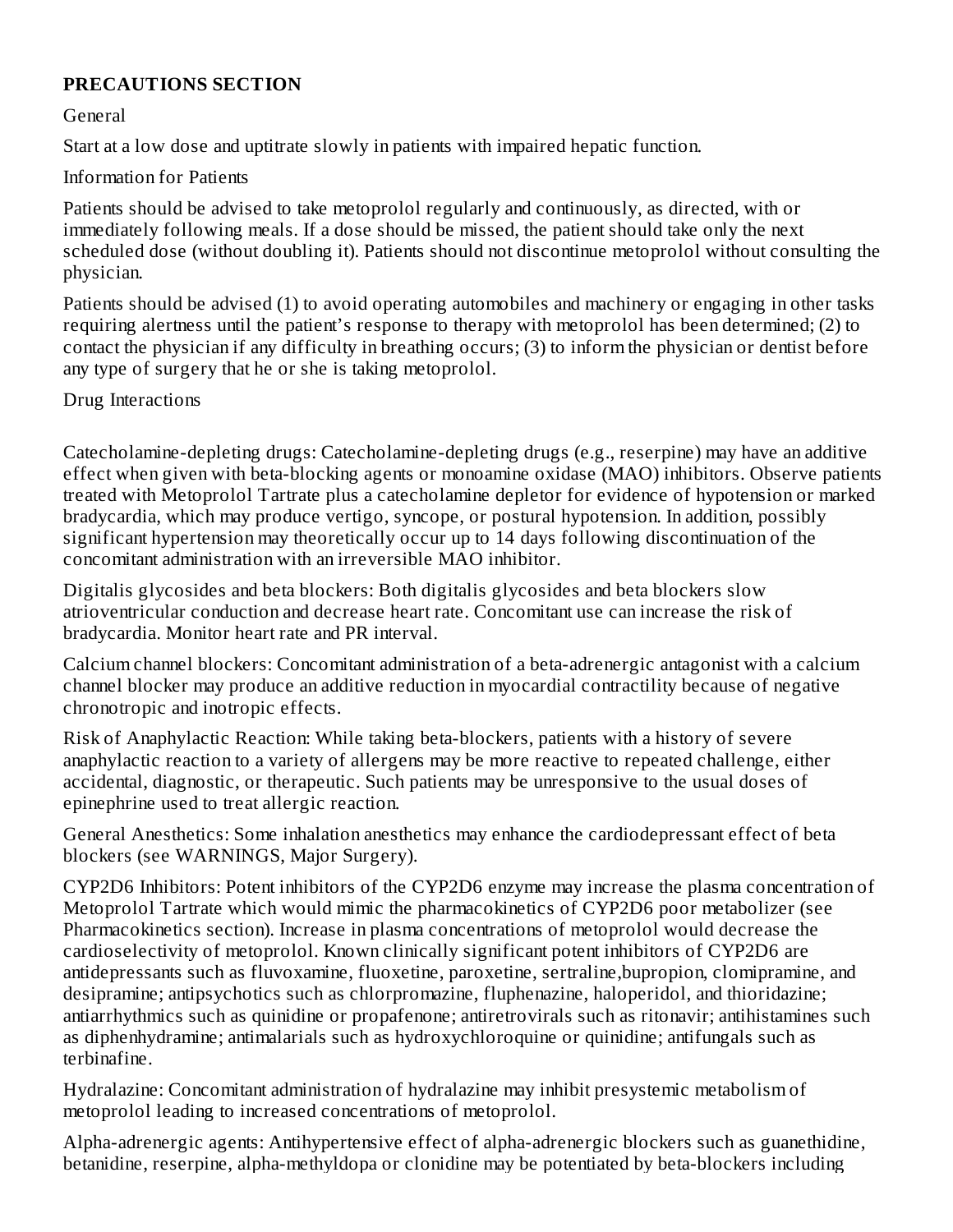## PRECAUTIONS SECTION

General

Start at a low dose and uptitrate slowly in patients with impaired hepatic function.

Information for Patients

Patients should be advised to take metoprolol regularly and continuously, as directed, with or immediately following meals. If a dose should be missed, the patient should take only the next scheduled dose (without doubling it). Patients should not discontinue metoprolol without consulting the physician.

Patients should be advised (1) to avoid operating automobiles and machinery or engaging in other tasks requiring alertness until the patient's response to therapy with metoprolol has been determined; (2) to contact the physician if any difficulty in breathing occurs; (3) to inform the physician or dentist before any type of surgery that he or she is taking metoprolol.

Drug Interactions

Catecholamine-depleting drugs: Catecholamine-depleting drugs (e.g., reserpine) may have an additive effect when given with beta-blocking agents or monoamine oxidase (MAO) inhibitors. Observe patients treated with Metoprolol Tartrate plus a catecholamine depletor for evidence of hypotension or marked bradycardia, which may produce vertigo, syncope, or postural hypotension. In addition, possibly significant hypertension may theoretically occur up to 14 days following discontinuation of the concomitant administration with an irreversible MAO inhibitor.

Digitalis glycosides and beta blockers: Both digitalis glycosides and beta blockers slow atrioventricular conduction and decrease heart rate. Concomitant use can increase the risk of bradycardia. Monitor heart rate and PR interval.

Calcium channel blockers: Concomitant administration of a beta-adrenergic antagonist with a calcium channel blocker may produce an additive reduction in myocardial contractility because of negative chronotropic and inotropic effects.

Risk of Anaphylactic Reaction: While taking beta-blockers, patients with a history of severe anaphylactic reaction to a variety of allergens may be more reactive to repeated challenge, either accidental, diagnostic, or therapeutic. Such patients may be unresponsive to the usual doses of epinephrine used to treat allergic reaction.

General Anesthetics: Some inhalation anesthetics may enhance the cardiodepressant effect of beta blockers (see WARNINGS, Major Surgery).

CYP2D6 Inhibitors: Potent inhibitors of the CYP2D6 enzyme may increase the plasma concentration of Metoprolol Tartrate which would mimic the pharmacokinetics of CYP2D6 poor metabolizer (see Pharmacokinetics section). Increase in plasma concentrations of metoprolol would decrease the cardioselectivity of metoprolol. Known clinically significant potent inhibitors of CYP2D6 are antidepressants such as fluvoxamine, fluoxetine, paroxetine, sertraline,bupropion, clomipramine, and desipramine; antipsychotics such as chlorpromazine, fluphenazine, haloperidol, and thioridazine; antiarrhythmics such as quinidine or propafenone; antiretrovirals such as ritonavir; antihistamines such as diphenhydramine; antimalarials such as hydroxychloroquine or quinidine; antifungals such as terbinafine.

Hydralazine: Concomitant administration of hydralazine may inhibit presystemic metabolism of metoprolol leading to increased concentrations of metoprolol.

Alpha-adrenergic agents: Antihypertensive effect of alpha-adrenergic blockers such as guanethidine, betanidine, reserpine, alpha-methyldopa or clonidine may be potentiated by beta-blockers including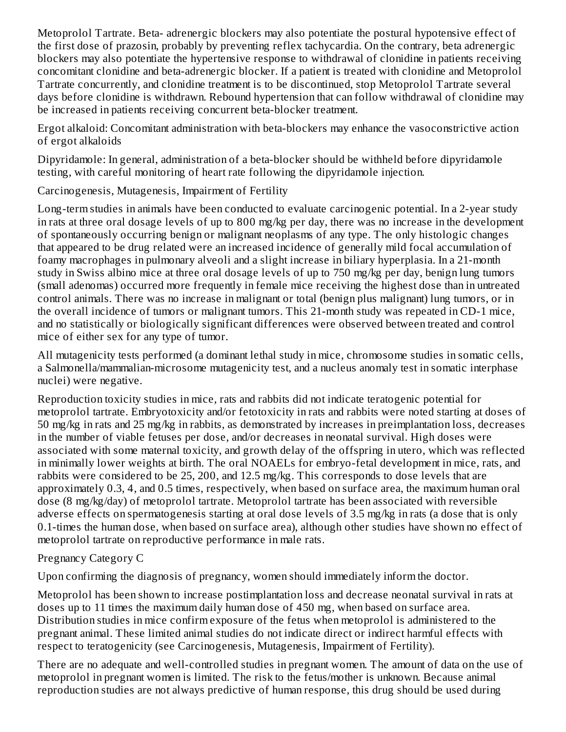Metoprolol Tartrate. Beta- adrenergic blockers may also potentiate the postural hypotensive effect of the first dose of prazosin, probably by preventing reflex tachycardia. On the contrary, beta adrenergic blockers may also potentiate the hypertensive response to withdrawal of clonidine in patients receiving concomitant clonidine and beta-adrenergic blocker. If a patient is treated with clonidine and Metoprolol Tartrate concurrently, and clonidine treatment is to be discontinued, stop Metoprolol Tartrate several days before clonidine is withdrawn. Rebound hypertension that can follow withdrawal of clonidine may be increased in patients receiving concurrent beta-blocker treatment.

Ergot alkaloid: Concomitant administration with beta-blockers may enhance the vasoconstrictive action of ergot alkaloids

Dipyridamole: In general, administration of a beta-blocker should be withheld before dipyridamole testing, with careful monitoring of heart rate following the dipyridamole injection.

Carcinogenesis, Mutagenesis, Impairment of Fertility

Long-term studies in animals have been conducted to evaluate carcinogenic potential. In a 2-year study in rats at three oral dosage levels of up to 800 mg/kg per day, there was no increase in the development of spontaneously occurring benign or malignant neoplasms of any type. The only histologic changes that appeared to be drug related were an increased incidence of generally mild focal accumulation of foamy macrophages in pulmonary alveoli and a slight increase in biliary hyperplasia. In a 21-month study in Swiss albino mice at three oral dosage levels of up to 750 mg/kg per day, benign lung tumors (small adenomas) occurred more frequently in female mice receiving the highest dose than in untreated control animals. There was no increase in malignant or total (benign plus malignant) lung tumors, or in the overall incidence of tumors or malignant tumors. This 21-month study was repeated in CD-1 mice, and no statistically or biologically significant differences were observed between treated and control mice of either sex for any type of tumor.

All mutagenicity tests performed (a dominant lethal study in mice, chromosome studies in somatic cells, a Salmonella/mammalian-microsome mutagenicity test, and a nucleus anomaly test in somatic interphase nuclei) were negative.

Reproduction toxicity studies in mice, rats and rabbits did not indicate teratogenic potential for metoprolol tartrate. Embryotoxicity and/or fetotoxicity in rats and rabbits were noted starting at doses of 50 mg/kg in rats and 25 mg/kg in rabbits, as demonstrated by increases in preimplantation loss, decreases in the number of viable fetuses per dose, and/or decreases in neonatal survival. High doses were associated with some maternal toxicity, and growth delay of the offspring in utero, which was reflected in minimally lower weights at birth. The oral NOAELs for embryo-fetal development in mice, rats, and rabbits were considered to be 25, 200, and 12.5 mg/kg. This corresponds to dose levels that are approximately 0.3, 4, and 0.5 times, respectively, when based on surface area, the maximum human oral dose (8 mg/kg/day) of metoprolol tartrate. Metoprolol tartrate has been associated with reversible adverse effects on spermatogenesis starting at oral dose levels of 3.5 mg/kg in rats (a dose that is only 0.1-times the human dose, when based on surface area), although other studies have shown no effect of metoprolol tartrate on reproductive performance in male rats.

Pregnancy Category C

Upon confirming the diagnosis of pregnancy, women should immediately inform the doctor.

Metoprolol has been shown to increase postimplantation loss and decrease neonatal survival in rats at doses up to 11 times the maximum daily human dose of 450 mg, when based on surface area. Distribution studies in mice confirm exposure of the fetus when metoprolol is administered to the pregnant animal. These limited animal studies do not indicate direct or indirect harmful effects with respect to teratogenicity (see Carcinogenesis, Mutagenesis, Impairment of Fertility).

There are no adequate and well-controlled studies in pregnant women. The amount of data on the use of metoprolol in pregnant women is limited. The risk to the fetus/mother is unknown. Because animal reproduction studies are not always predictive of human response, this drug should be used during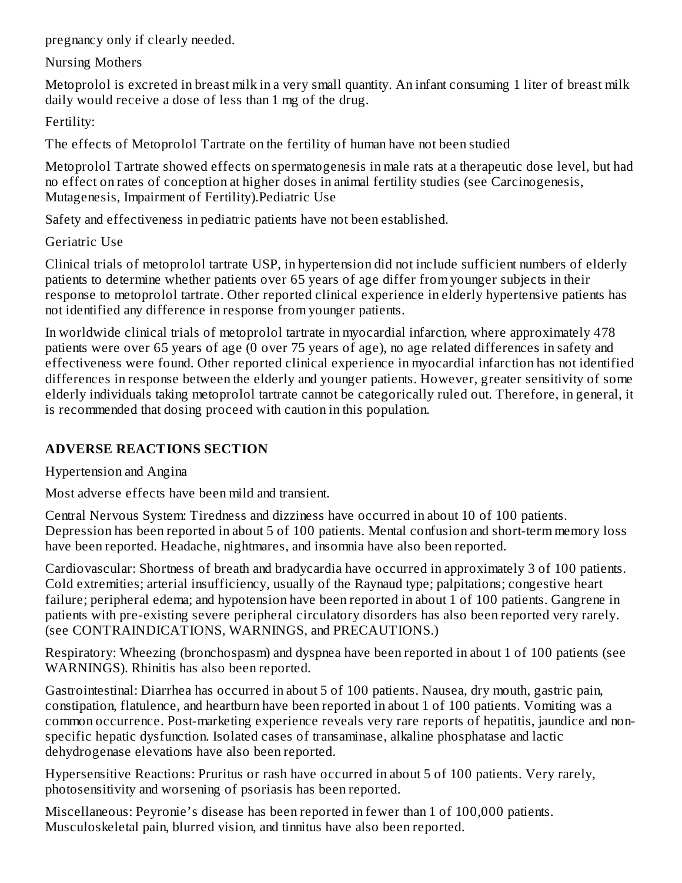pregnancy only if clearly needed.

Nursing Mothers

Metoprolol is excreted in breast milk in a very small quantity. An infant consuming 1 liter of breast milk daily would receive a dose of less than 1 mg of the drug.

Fertility:

The effects of Metoprolol Tartrate on the fertility of human have not been studied

Metoprolol Tartrate showed effects on spermatogenesis in male rats at a therapeutic dose level, but had no effect on rates of conception at higher doses in animal fertility studies (see Carcinogenesis, Mutagenesis, Impairment of Fertility).Pediatric Use

Safety and effectiveness in pediatric patients have not been established.

Geriatric Use

Clinical trials of metoprolol tartrate USP, in hypertension did not include sufficient numbers of elderly patients to determine whether patients over 65 years of age differ from younger subjects in their response to metoprolol tartrate. Other reported clinical experience in elderly hypertensive patients has not identified any difference in response from younger patients.

In worldwide clinical trials of metoprolol tartrate in myocardial infarction, where approximately 478 patients were over 65 years of age (0 over 75 years of age), no age related differences in safety and effectiveness were found. Other reported clinical experience in myocardial infarction has not identified differences in response between the elderly and younger patients. However, greater sensitivity of some elderly individuals taking metoprolol tartrate cannot be categorically ruled out. Therefore, in general, it is recommended that dosing proceed with caution in this population.

## ADVERSE REACTIONS SECTION

Hypertension and Angina

Most adverse effects have been mild and transient.

Central Nervous System: Tiredness and dizziness have occurred in about 10 of 100 patients. Depression has been reported in about 5 of 100 patients. Mental confusion and short-term memory loss have been reported. Headache, nightmares, and insomnia have also been reported.

Cardiovascular: Shortness of breath and bradycardia have occurred in approximately 3 of 100 patients. Cold extremities; arterial insufficiency, usually of the Raynaud type; palpitations; congestive heart failure; peripheral edema; and hypotension have been reported in about 1 of 100 patients. Gangrene in patients with pre-existing severe peripheral circulatory disorders has also been reported very rarely. (see CONTRAINDICATIONS, WARNINGS, and PRECAUTIONS.)

Respiratory: Wheezing (bronchospasm) and dyspnea have been reported in about 1 of 100 patients (see WARNINGS). Rhinitis has also been reported.

Gastrointestinal: Diarrhea has occurred in about 5 of 100 patients. Nausea, dry mouth, gastric pain, constipation, flatulence, and heartburn have been reported in about 1 of 100 patients. Vomiting was a common occurrence. Post-marketing experience reveals very rare reports of hepatitis, jaundice and non-specific hepatic dysfunction. Isolated cases of transaminase, alkaline phosphatase and lactic dehydrogenase elevations have also been reported.

Hypersensitive Reactions: Pruritus or rash have occurred in about 5 of 100 patients. Very rarely, photosensitivity and worsening of psoriasis has been reported.

Miscellaneous: Peyronie's disease has been reported in fewer than 1 of 100,000 patients. Musculoskeletal pain, blurred vision, and tinnitus have also been reported.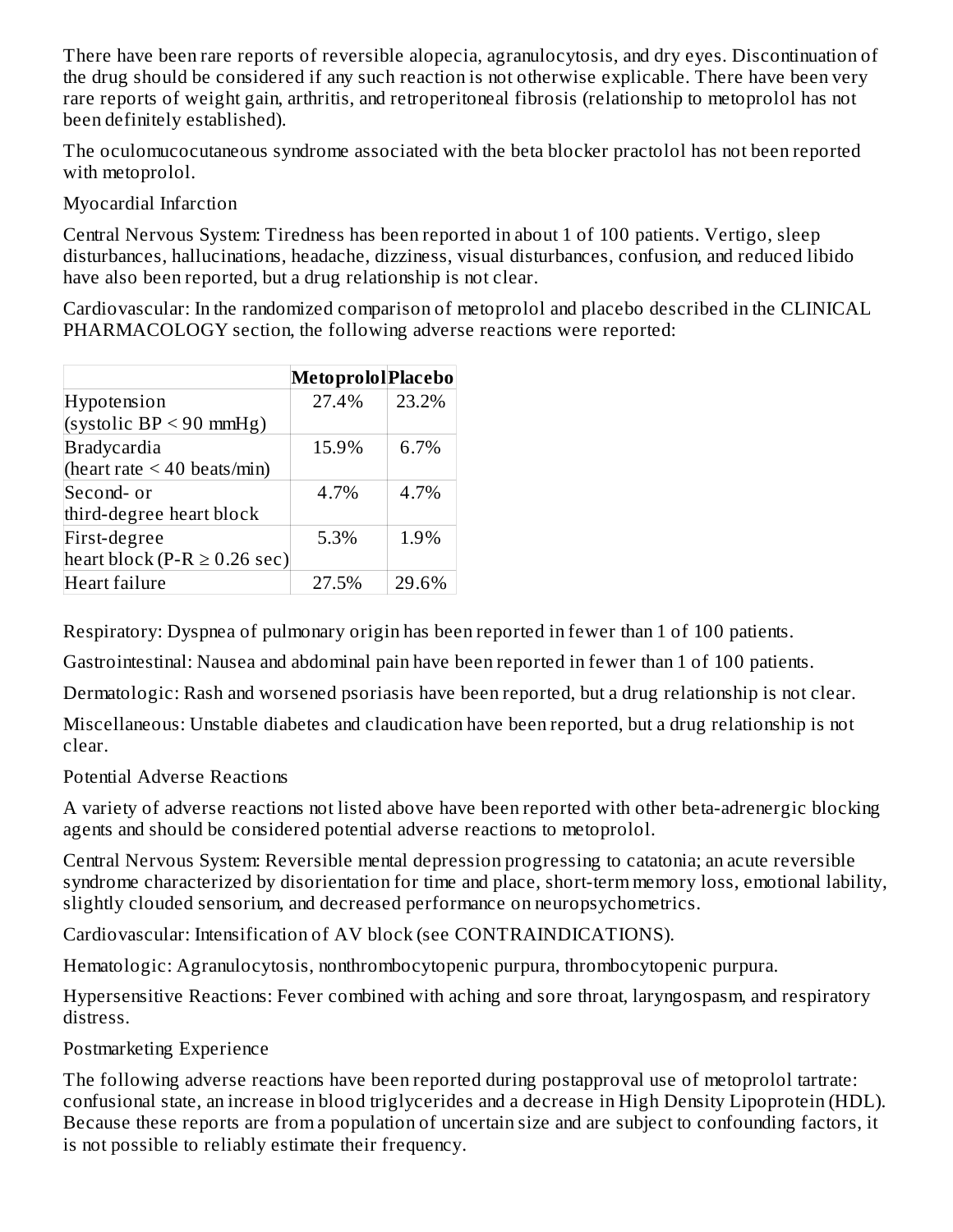There have been rare reports of reversible alopecia, agranulocytosis, and dry eyes. Discontinuation of the drug should be considered if any such reaction is not otherwise explicable. There have been very rare reports of weight gain, arthritis, and retroperitoneal fibrosis (relationship to metoprolol has not been definitely established).

The oculomucocutaneous syndrome associated with the beta blocker practolol has not been reported with metoprolol.

Myocardial Infarction

Central Nervous System: Tiredness has been reported in about 1 of 100 patients. Vertigo, sleep disturbances, hallucinations, headache, dizziness, visual disturbances, confusion, and reduced libido have also been reported, but a drug relationship is not clear.

Cardiovascular: In the randomized comparison of metoprolol and placebo described in the CLINICAL PHARMACOLOGY section, the following adverse reactions were reported:

| | **Metoprolol** | **Placebo** |
|---|---|---|
| Hypotension (systolic BP < 90 mmHg) | 27.4% | 23.2% |
| Bradycardia (heart rate < 40 beats/min) | 15.9% | 6.7% |
| Second- or third-degree heart block | 4.7% | 4.7% |
| First-degree heart block (P-R ≥ 0.26 sec) | 5.3% | 1.9% |
| Heart failure | 27.5% | 29.6% |

Respiratory: Dyspnea of pulmonary origin has been reported in fewer than 1 of 100 patients.

Gastrointestinal: Nausea and abdominal pain have been reported in fewer than 1 of 100 patients.

Dermatologic: Rash and worsened psoriasis have been reported, but a drug relationship is not clear.

Miscellaneous: Unstable diabetes and claudication have been reported, but a drug relationship is not clear.

Potential Adverse Reactions

A variety of adverse reactions not listed above have been reported with other beta-adrenergic blocking agents and should be considered potential adverse reactions to metoprolol.

Central Nervous System: Reversible mental depression progressing to catatonia; an acute reversible syndrome characterized by disorientation for time and place, short-term memory loss, emotional lability, slightly clouded sensorium, and decreased performance on neuropsychometrics.

Cardiovascular: Intensification of AV block (see CONTRAINDICATIONS).

Hematologic: Agranulocytosis, nonthrombocytopenic purpura, thrombocytopenic purpura.

Hypersensitive Reactions: Fever combined with aching and sore throat, laryngospasm, and respiratory distress.

Postmarketing Experience

The following adverse reactions have been reported during postapproval use of metoprolol tartrate: confusional state, an increase in blood triglycerides and a decrease in High Density Lipoprotein (HDL). Because these reports are from a population of uncertain size and are subject to confounding factors, it is not possible to reliably estimate their frequency.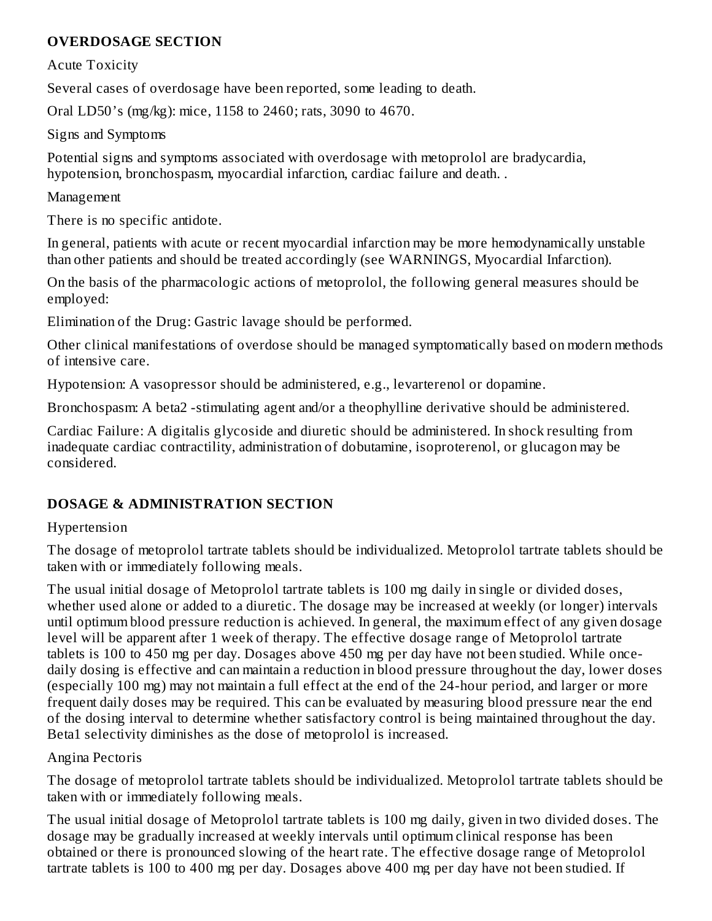## OVERDOSAGE SECTION

Acute Toxicity

Several cases of overdosage have been reported, some leading to death.

Oral LD50's (mg/kg): mice, 1158 to 2460; rats, 3090 to 4670.

Signs and Symptoms

Potential signs and symptoms associated with overdosage with metoprolol are bradycardia, hypotension, bronchospasm, myocardial infarction, cardiac failure and death. .

Management

There is no specific antidote.

In general, patients with acute or recent myocardial infarction may be more hemodynamically unstable than other patients and should be treated accordingly (see WARNINGS, Myocardial Infarction).

On the basis of the pharmacologic actions of metoprolol, the following general measures should be employed:

Elimination of the Drug: Gastric lavage should be performed.

Other clinical manifestations of overdose should be managed symptomatically based on modern methods of intensive care.

Hypotension: A vasopressor should be administered, e.g., levarterenol or dopamine.

Bronchospasm: A beta2 -stimulating agent and/or a theophylline derivative should be administered.

Cardiac Failure: A digitalis glycoside and diuretic should be administered. In shock resulting from inadequate cardiac contractility, administration of dobutamine, isoproterenol, or glucagon may be considered.

## DOSAGE & ADMINISTRATION SECTION

Hypertension

The dosage of metoprolol tartrate tablets should be individualized. Metoprolol tartrate tablets should be taken with or immediately following meals.

The usual initial dosage of Metoprolol tartrate tablets is 100 mg daily in single or divided doses, whether used alone or added to a diuretic. The dosage may be increased at weekly (or longer) intervals until optimum blood pressure reduction is achieved. In general, the maximum effect of any given dosage level will be apparent after 1 week of therapy. The effective dosage range of Metoprolol tartrate tablets is 100 to 450 mg per day. Dosages above 450 mg per day have not been studied. While once-daily dosing is effective and can maintain a reduction in blood pressure throughout the day, lower doses (especially 100 mg) may not maintain a full effect at the end of the 24-hour period, and larger or more frequent daily doses may be required. This can be evaluated by measuring blood pressure near the end of the dosing interval to determine whether satisfactory control is being maintained throughout the day. Beta1 selectivity diminishes as the dose of metoprolol is increased.

Angina Pectoris

The dosage of metoprolol tartrate tablets should be individualized. Metoprolol tartrate tablets should be taken with or immediately following meals.

The usual initial dosage of Metoprolol tartrate tablets is 100 mg daily, given in two divided doses. The dosage may be gradually increased at weekly intervals until optimum clinical response has been obtained or there is pronounced slowing of the heart rate. The effective dosage range of Metoprolol tartrate tablets is 100 to 400 mg per day. Dosages above 400 mg per day have not been studied. If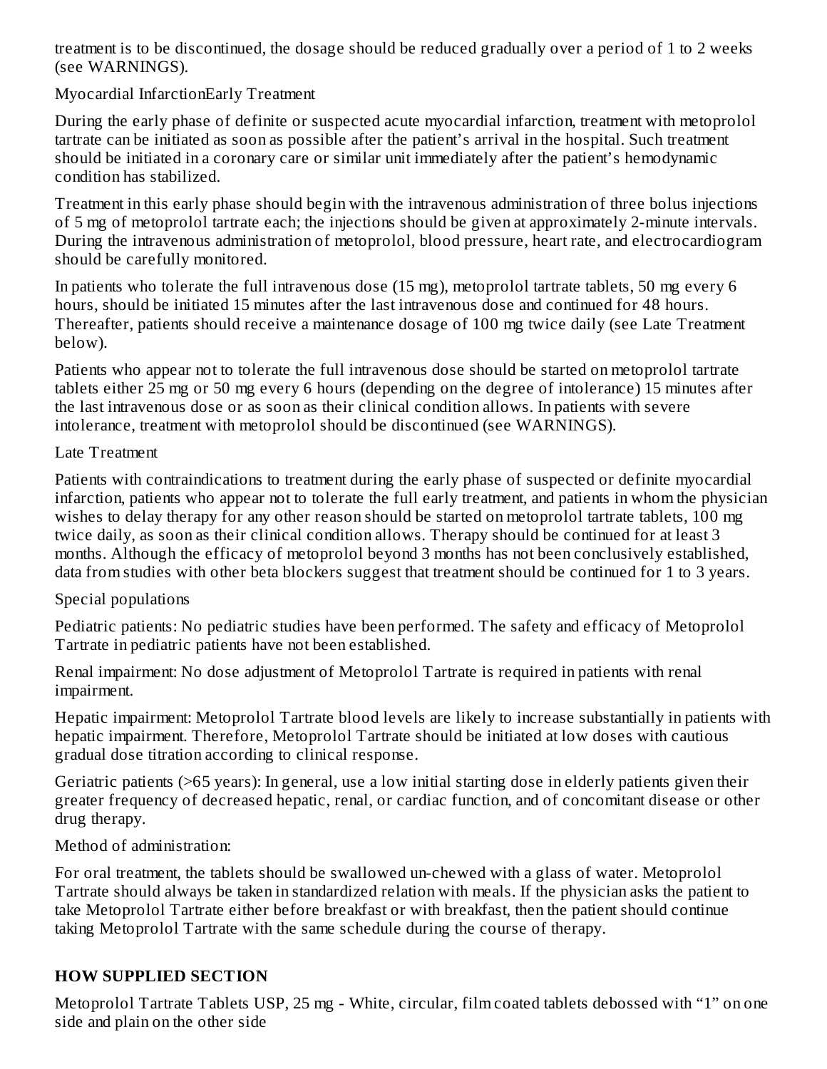treatment is to be discontinued, the dosage should be reduced gradually over a period of 1 to 2 weeks (see WARNINGS).

Myocardial InfarctionEarly Treatment

During the early phase of definite or suspected acute myocardial infarction, treatment with metoprolol tartrate can be initiated as soon as possible after the patient's arrival in the hospital. Such treatment should be initiated in a coronary care or similar unit immediately after the patient's hemodynamic condition has stabilized.

Treatment in this early phase should begin with the intravenous administration of three bolus injections of 5 mg of metoprolol tartrate each; the injections should be given at approximately 2-minute intervals. During the intravenous administration of metoprolol, blood pressure, heart rate, and electrocardiogram should be carefully monitored.

In patients who tolerate the full intravenous dose (15 mg), metoprolol tartrate tablets, 50 mg every 6 hours, should be initiated 15 minutes after the last intravenous dose and continued for 48 hours. Thereafter, patients should receive a maintenance dosage of 100 mg twice daily (see Late Treatment below).

Patients who appear not to tolerate the full intravenous dose should be started on metoprolol tartrate tablets either 25 mg or 50 mg every 6 hours (depending on the degree of intolerance) 15 minutes after the last intravenous dose or as soon as their clinical condition allows. In patients with severe intolerance, treatment with metoprolol should be discontinued (see WARNINGS).

Late Treatment

Patients with contraindications to treatment during the early phase of suspected or definite myocardial infarction, patients who appear not to tolerate the full early treatment, and patients in whom the physician wishes to delay therapy for any other reason should be started on metoprolol tartrate tablets, 100 mg twice daily, as soon as their clinical condition allows. Therapy should be continued for at least 3 months. Although the efficacy of metoprolol beyond 3 months has not been conclusively established, data from studies with other beta blockers suggest that treatment should be continued for 1 to 3 years.

Special populations

Pediatric patients: No pediatric studies have been performed. The safety and efficacy of Metoprolol Tartrate in pediatric patients have not been established.

Renal impairment: No dose adjustment of Metoprolol Tartrate is required in patients with renal impairment.

Hepatic impairment: Metoprolol Tartrate blood levels are likely to increase substantially in patients with hepatic impairment. Therefore, Metoprolol Tartrate should be initiated at low doses with cautious gradual dose titration according to clinical response.

Geriatric patients (>65 years): In general, use a low initial starting dose in elderly patients given their greater frequency of decreased hepatic, renal, or cardiac function, and of concomitant disease or other drug therapy.

Method of administration:

For oral treatment, the tablets should be swallowed un-chewed with a glass of water. Metoprolol Tartrate should always be taken in standardized relation with meals. If the physician asks the patient to take Metoprolol Tartrate either before breakfast or with breakfast, then the patient should continue taking Metoprolol Tartrate with the same schedule during the course of therapy.

## HOW SUPPLIED SECTION

Metoprolol Tartrate Tablets USP, 25 mg - White, circular, film coated tablets debossed with "1" on one side and plain on the other side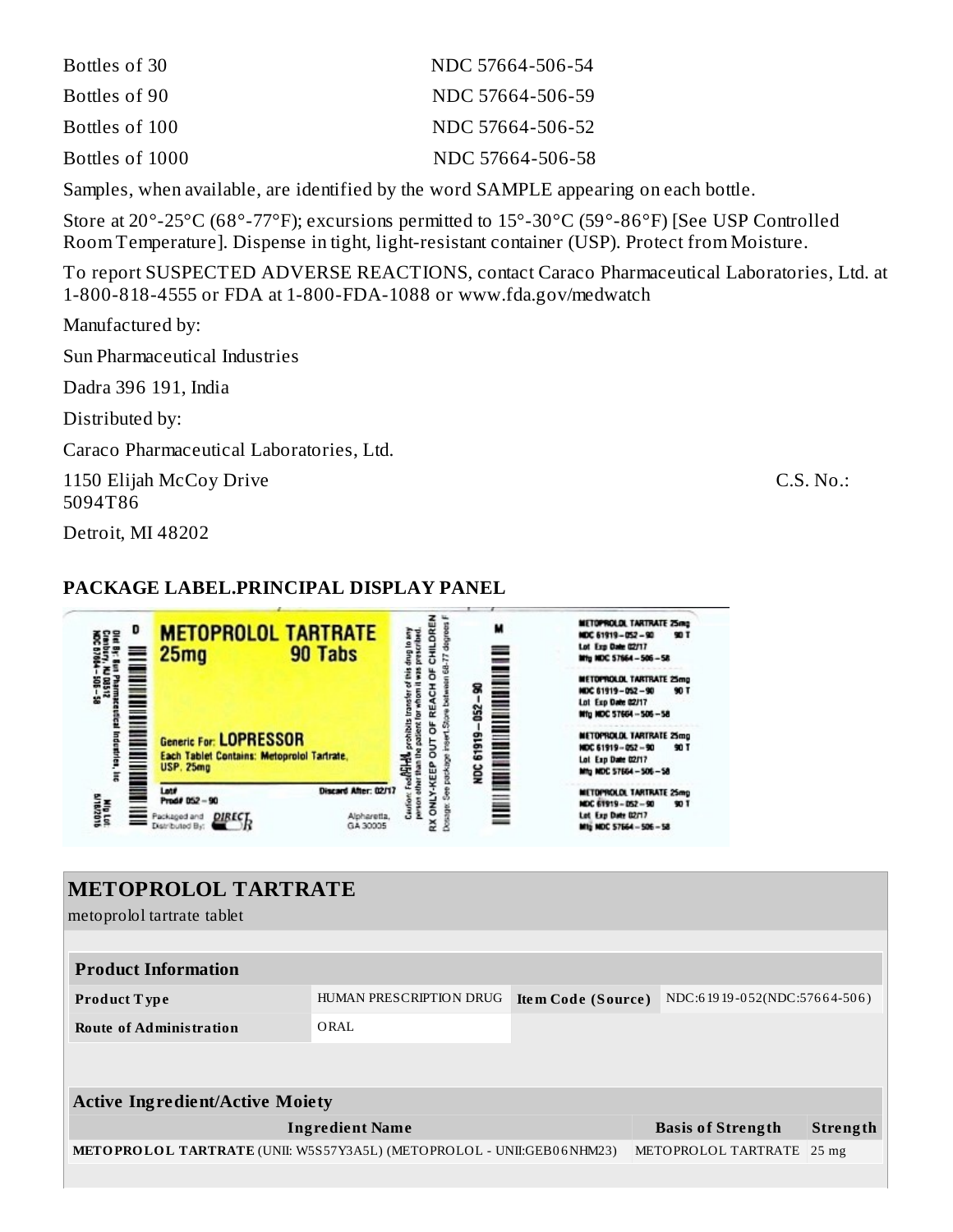| | |
|---|---|
| Bottles of 30 | NDC 57664-506-54 |
| Bottles of 90 | NDC 57664-506-59 |
| Bottles of 100 | NDC 57664-506-52 |
| Bottles of 1000 | NDC 57664-506-58 |

Samples, when available, are identified by the word SAMPLE appearing on each bottle.

Store at 20°-25°C (68°-77°F); excursions permitted to 15°-30°C (59°-86°F) [See USP Controlled Room Temperature]. Dispense in tight, light-resistant container (USP). Protect from Moisture.

To report SUSPECTED ADVERSE REACTIONS, contact Caraco Pharmaceutical Laboratories, Ltd. at 1-800-818-4555 or FDA at 1-800-FDA-1088 or www.fda.gov/medwatch

Manufactured by:

Sun Pharmaceutical Industries

Dadra 396 191, India

Distributed by:

Caraco Pharmaceutical Laboratories, Ltd.

1150 Elijah McCoy Drive

Detroit, MI 48202

C.S. No.: 5094T86

## PACKAGE LABEL.PRINCIPAL DISPLAY PANEL

METOPROLOL TARTRATE 25mg 90 Tabs

Generic For: LOPRESSOR

Each Tablet Contains: Metoprolol Tartrate, USP, 25mg

Lot# Prod# 052 – 90 Discard After: 02/17

Packaged and Distributed By: DIRECT Rx Alpharetta, GA 30005

Dist By: Sun Pharmaceutical Industries, Inc Cranbury, NJ 08512 NDC 57664-506-58

Mfg Lot: 6/18/2016

Caution: Federal law prohibits transfer of this drug to any person other than the patient for whom it was prescribed. RX ONLY-KEEP OUT OF REACH OF CHILDREN Dosage: See package insert. Store between 68-77 degrees F

NDC 61919–052–90

METOPROLOL TARTRATE 25mg NDC 61919–052–90 90 T Lot Exp Date 02/17 Mfg NDC 57664–506–58

# METOPROLOL TARTRATE

metoprolol tartrate tablet

| Product Information | | | |
|---|---|---|---|
| Product Type | HUMAN PRESCRIPTION DRUG | Item Code (Source) | NDC:61919-052(NDC:57664-506) |
| Route of Administration | ORAL | | |

| Active Ingredient/Active Moiety | | |
|---|---|---|
| Ingredient Name | Basis of Strength | Strength |
| METOPROLOL TARTRATE (UNII: W5S57Y3A5L) (METOPROLOL - UNII:GEB06NHM23) | METOPROLOL TARTRATE | 25 mg |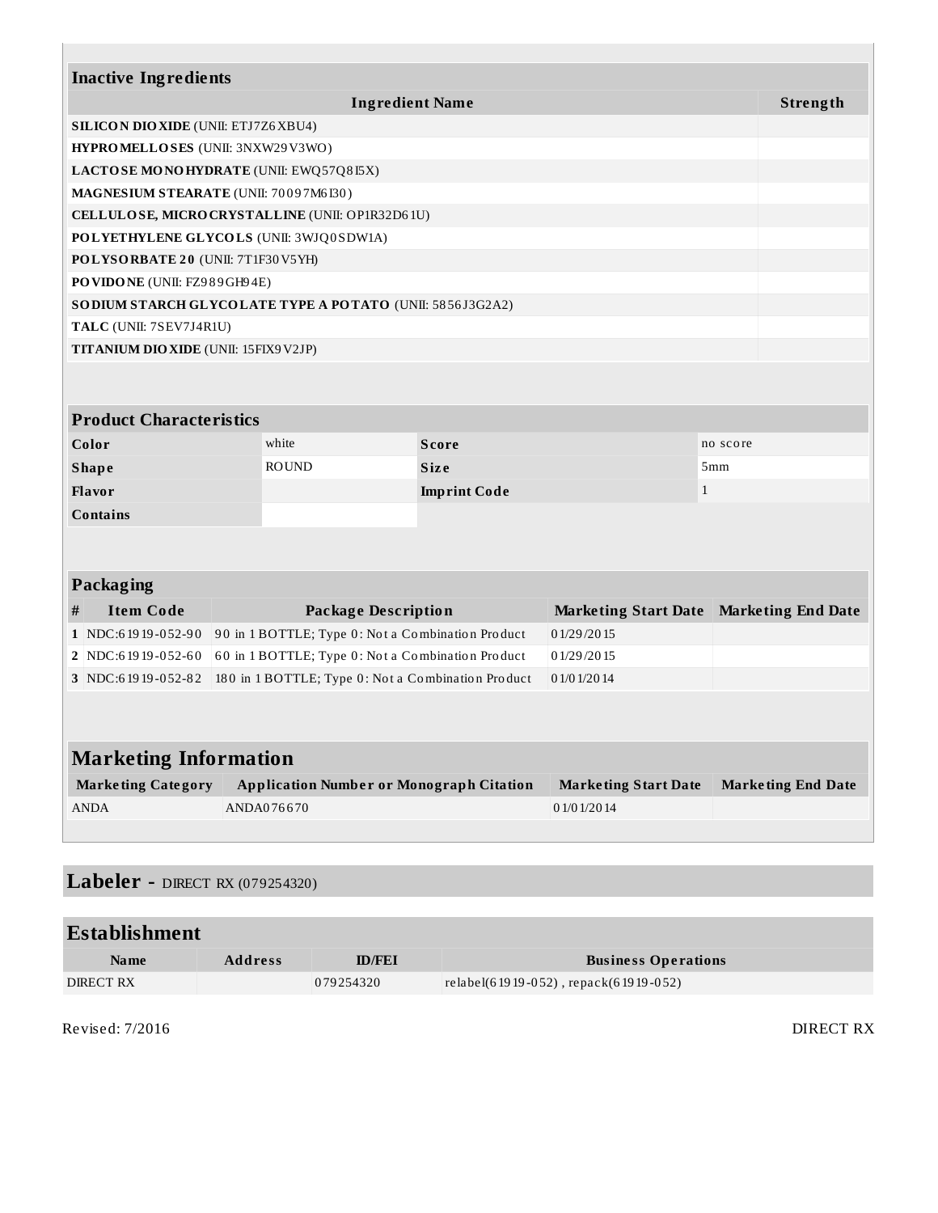| Inactive Ingredients | |
|---|---|
| **Ingredient Name** | **Strength** |
| **SILICON DIOXIDE** (UNII: ETJ7Z6XBU4) | |
| **HYPROMELLOSES** (UNII: 3NXW29V3WO) | |
| **LACTOSE MONOHYDRATE** (UNII: EWQ57Q8I5X) | |
| **MAGNESIUM STEARATE** (UNII: 70097M6I30) | |
| **CELLULOSE, MICROCRYSTALLINE** (UNII: OP1R32D61U) | |
| **POLYETHYLENE GLYCOLS** (UNII: 3WJQ0SDW1A) | |
| **POLYSORBATE 20** (UNII: 7T1F30V5YH) | |
| **POVIDONE** (UNII: FZ989GH94E) | |
| **SODIUM STARCH GLYCOLATE TYPE A POTATO** (UNII: 5856J3G2A2) | |
| **TALC** (UNII: 7SEV7J4R1U) | |
| **TITANIUM DIOXIDE** (UNII: 15FIX9V2JP) | |

| Product Characteristics | | | |
|---|---|---|---|
| **Color** | white | **Score** | no score |
| **Shape** | ROUND | **Size** | 5mm |
| **Flavor** | | **Imprint Code** | 1 |
| **Contains** | | | |

| Packaging | | | | |
|---|---|---|---|---|
| **#** | **Item Code** | **Package Description** | **Marketing Start Date** | **Marketing End Date** |
| 1 | NDC:61919-052-90 | 90 in 1 BOTTLE; Type 0: Not a Combination Product | 01/29/2015 | |
| 2 | NDC:61919-052-60 | 60 in 1 BOTTLE; Type 0: Not a Combination Product | 01/29/2015 | |
| 3 | NDC:61919-052-82 | 180 in 1 BOTTLE; Type 0: Not a Combination Product | 01/01/2014 | |

| Marketing Information | | | |
|---|---|---|---|
| **Marketing Category** | **Application Number or Monograph Citation** | **Marketing Start Date** | **Marketing End Date** |
| ANDA | ANDA076670 | 01/01/2014 | |

## Labeler - DIRECT RX (079254320)

| Establishment | | | |
|---|---|---|---|
| **Name** | **Address** | **ID/FEI** | **Business Operations** |
| DIRECT RX | | 079254320 | relabel(61919-052) , repack(61919-052) |

Revised: 7/2016 DIRECT RX